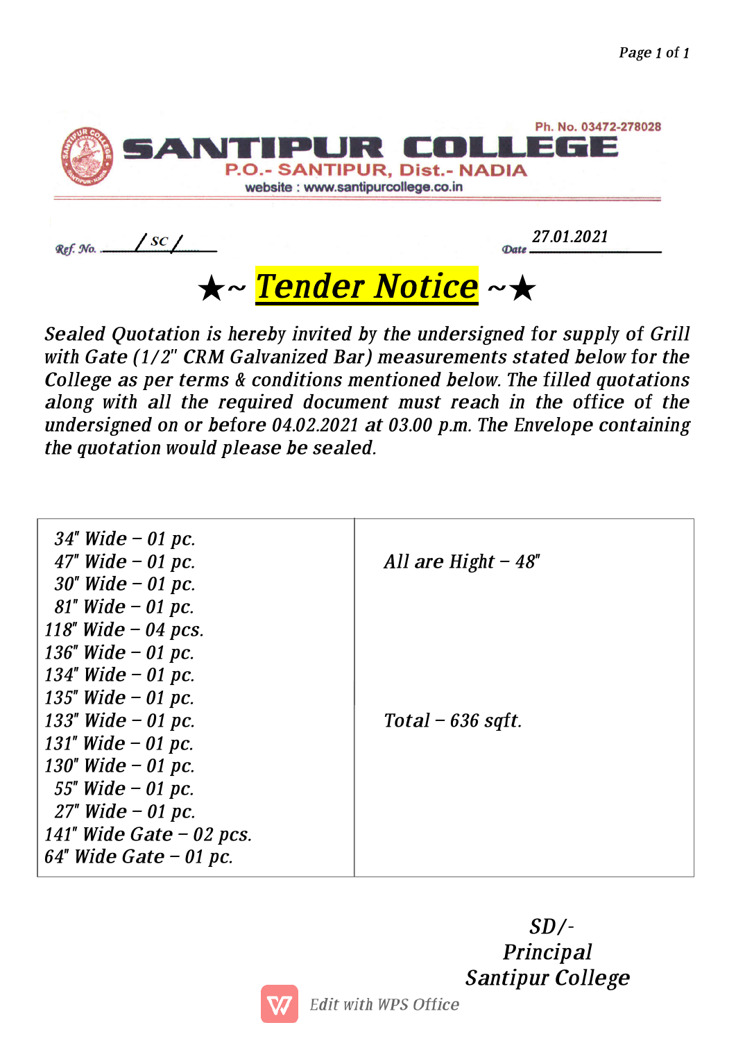Ph. No. 03472-278028

# SANTIPUR COLLEGE

P.O.- SANTIPUR, Dist.- NADIA

website : www.santipurcollege.co.in

Ref. No. ....../ SC /......

Date 27.01.2021

## ★~ Tender Notice ~★

*Sealed Quotation is hereby invited by the undersigned for supply of Grill with Gate (1/2" CRM Galvanized Bar) measurements stated below for the College as per terms & conditions mentioned below. The filled quotations along with all the required document must reach in the office of the undersigned on or before 04.02.2021 at 03.00 p.m. The Envelope containing the quotation would please be sealed.*

| | |
|---|---|
| 34" Wide – 01 pc.<br>47" Wide – 01 pc.<br>30" Wide – 01 pc.<br>81" Wide – 01 pc.<br>118" Wide – 04 pcs.<br>136" Wide – 01 pc.<br>134" Wide – 01 pc.<br>135" Wide – 01 pc.<br>133" Wide – 01 pc.<br>131" Wide – 01 pc.<br>130" Wide – 01 pc.<br>55" Wide – 01 pc.<br>27" Wide – 01 pc.<br>141" Wide Gate – 02 pcs.<br>64" Wide Gate – 01 pc. | All are Hight – 48"<br><br>Total – 636 sqft. |

SD/-
Principal
Santipur College

Edit with WPS Office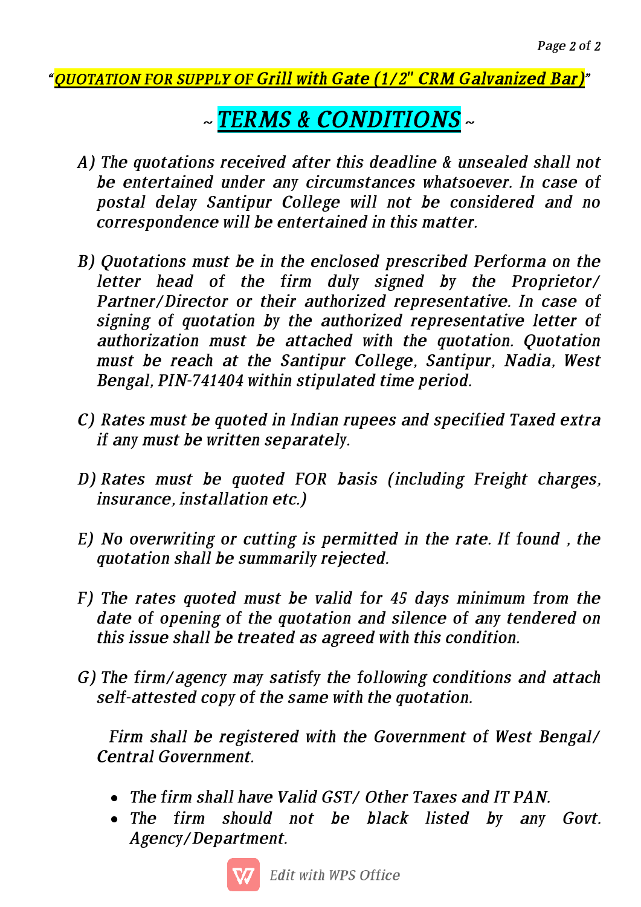*"QUOTATION FOR SUPPLY OF Grill with Gate (1/2" CRM Galvanized Bar)"*

## ~ *TERMS & CONDITIONS* ~

*A) The quotations received after this deadline & unsealed shall not be entertained under any circumstances whatsoever. In case of postal delay Santipur College will not be considered and no correspondence will be entertained in this matter.*

*B) Quotations must be in the enclosed prescribed Performa on the letter head of the firm duly signed by the Proprietor/ Partner/Director or their authorized representative. In case of signing of quotation by the authorized representative letter of authorization must be attached with the quotation. Quotation must be reach at the Santipur College, Santipur, Nadia, West Bengal, PIN-741404 within stipulated time period.*

*C) Rates must be quoted in Indian rupees and specified Taxed extra if any must be written separately.*

*D) Rates must be quoted FOR basis (including Freight charges, insurance, installation etc.)*

*E) No overwriting or cutting is permitted in the rate. If found , the quotation shall be summarily rejected.*

*F) The rates quoted must be valid for 45 days minimum from the date of opening of the quotation and silence of any tendered on this issue shall be treated as agreed with this condition.*

*G) The firm/agency may satisfy the following conditions and attach self-attested copy of the same with the quotation.*

*Firm shall be registered with the Government of West Bengal/ Central Government.*

- *The firm shall have Valid GST/ Other Taxes and IT PAN.*
- *The firm should not be black listed by any Govt. Agency/Department.*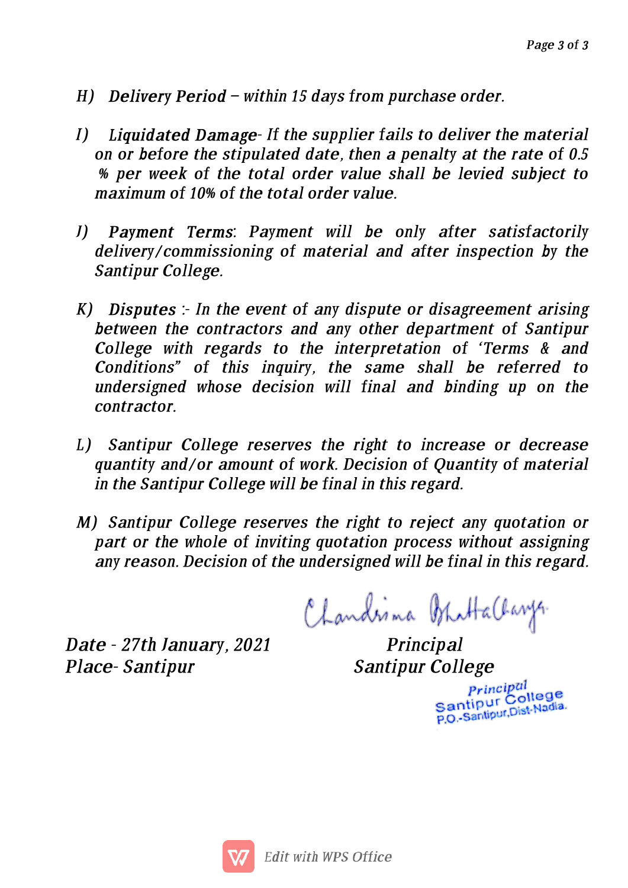*H) **Delivery Period** – within 15 days from purchase order.*

*I) **Liquidated Damage**- If the supplier fails to deliver the material on or before the stipulated date, then a penalty at the rate of 0.5 % per week of the total order value shall be levied subject to maximum of 10% of the total order value.*

*J) **Payment Terms**: Payment will be only after satisfactorily delivery/commissioning of material and after inspection by the Santipur College.*

*K) **Disputes** :- In the event of any dispute or disagreement arising between the contractors and any other department of Santipur College with regards to the interpretation of 'Terms & and Conditions" of this inquiry, the same shall be referred to undersigned whose decision will final and binding up on the contractor.*

*L) Santipur College reserves the right to increase or decrease quantity and/or amount of work. Decision of Quantity of material in the Santipur College will be final in this regard.*

*M) Santipur College reserves the right to reject any quotation or part or the whole of inviting quotation process without assigning any reason. Decision of the undersigned will be final in this regard.*

Chandrima Bhattacharya

*Date - 27th January, 2021*
*Place- Santipur*

*Principal*
*Santipur College*

Principal
Santipur College
P.O.-Santipur,Dist-Nadia.